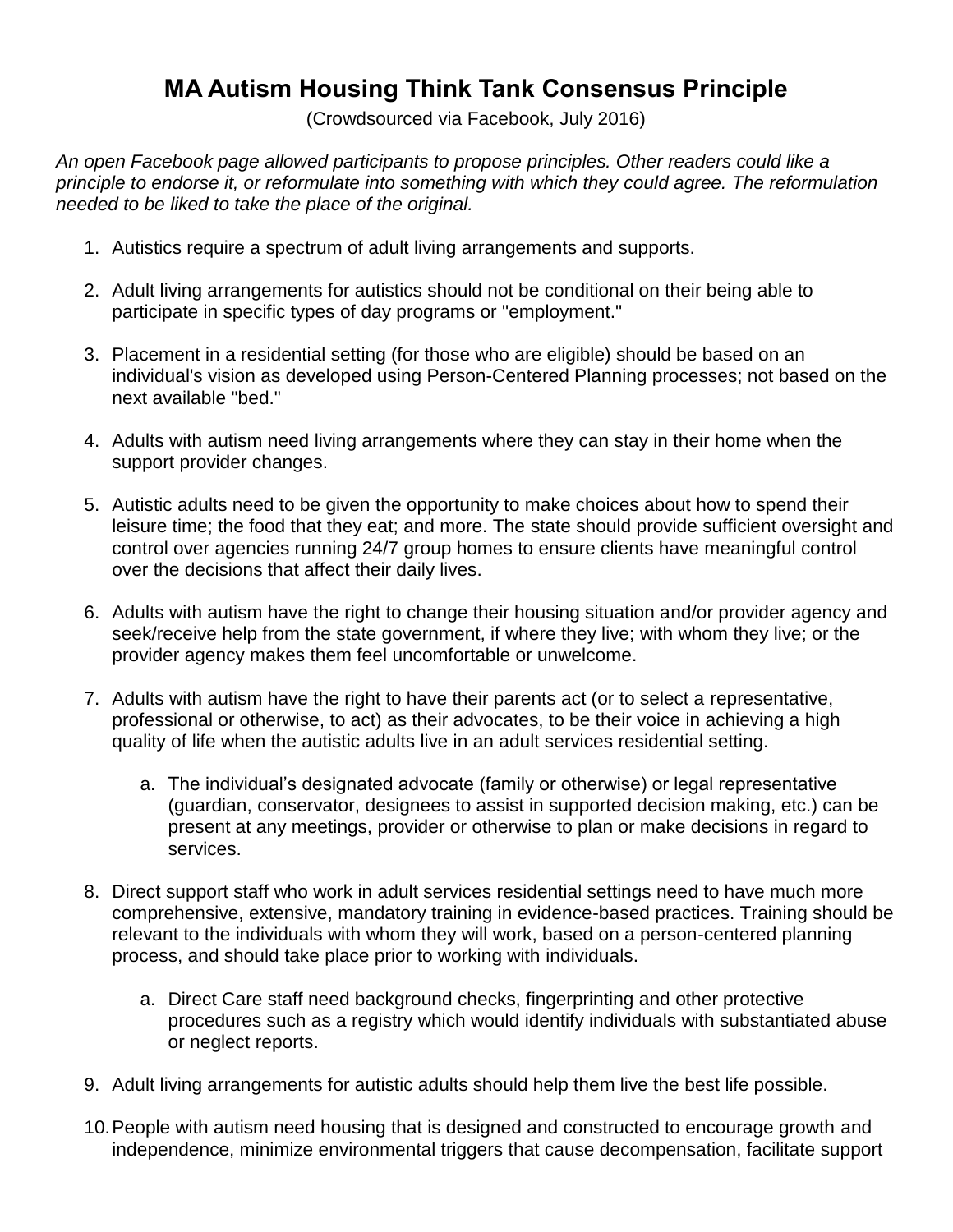# MA Autism Housing Think Tank Consensus Principle

(Crowdsourced via Facebook, July 2016)

*An open Facebook page allowed participants to propose principles. Other readers could like a principle to endorse it, or reformulate into something with which they could agree. The reformulation needed to be liked to take the place of the original.*

1. Autistics require a spectrum of adult living arrangements and supports.

2. Adult living arrangements for autistics should not be conditional on their being able to participate in specific types of day programs or "employment."

3. Placement in a residential setting (for those who are eligible) should be based on an individual's vision as developed using Person-Centered Planning processes; not based on the next available "bed."

4. Adults with autism need living arrangements where they can stay in their home when the support provider changes.

5. Autistic adults need to be given the opportunity to make choices about how to spend their leisure time; the food that they eat; and more. The state should provide sufficient oversight and control over agencies running 24/7 group homes to ensure clients have meaningful control over the decisions that affect their daily lives.

6. Adults with autism have the right to change their housing situation and/or provider agency and seek/receive help from the state government, if where they live; with whom they live; or the provider agency makes them feel uncomfortable or unwelcome.

7. Adults with autism have the right to have their parents act (or to select a representative, professional or otherwise, to act) as their advocates, to be their voice in achieving a high quality of life when the autistic adults live in an adult services residential setting.

   a. The individual's designated advocate (family or otherwise) or legal representative (guardian, conservator, designees to assist in supported decision making, etc.) can be present at any meetings, provider or otherwise to plan or make decisions in regard to services.

8. Direct support staff who work in adult services residential settings need to have much more comprehensive, extensive, mandatory training in evidence-based practices. Training should be relevant to the individuals with whom they will work, based on a person-centered planning process, and should take place prior to working with individuals.

   a. Direct Care staff need background checks, fingerprinting and other protective procedures such as a registry which would identify individuals with substantiated abuse or neglect reports.

9. Adult living arrangements for autistic adults should help them live the best life possible.

10. People with autism need housing that is designed and constructed to encourage growth and independence, minimize environmental triggers that cause decompensation, facilitate support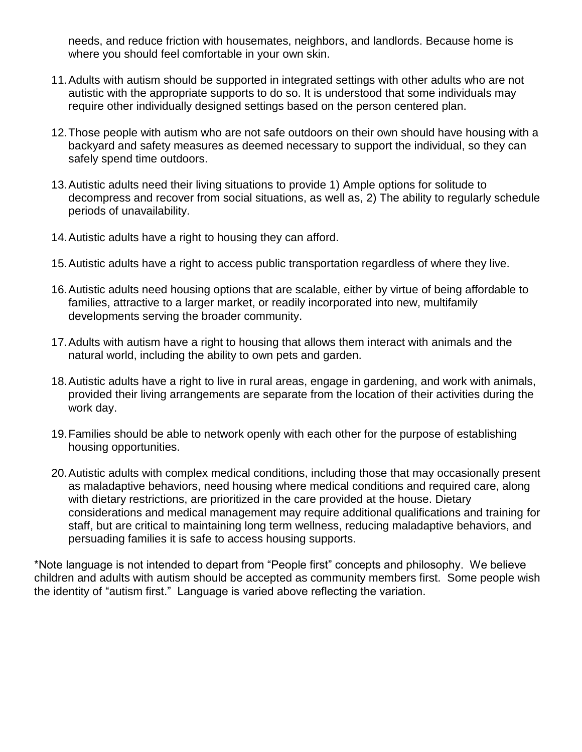needs, and reduce friction with housemates, neighbors, and landlords. Because home is where you should feel comfortable in your own skin.

11. Adults with autism should be supported in integrated settings with other adults who are not autistic with the appropriate supports to do so. It is understood that some individuals may require other individually designed settings based on the person centered plan.

12. Those people with autism who are not safe outdoors on their own should have housing with a backyard and safety measures as deemed necessary to support the individual, so they can safely spend time outdoors.

13. Autistic adults need their living situations to provide 1) Ample options for solitude to decompress and recover from social situations, as well as, 2) The ability to regularly schedule periods of unavailability.

14. Autistic adults have a right to housing they can afford.

15. Autistic adults have a right to access public transportation regardless of where they live.

16. Autistic adults need housing options that are scalable, either by virtue of being affordable to families, attractive to a larger market, or readily incorporated into new, multifamily developments serving the broader community.

17. Adults with autism have a right to housing that allows them interact with animals and the natural world, including the ability to own pets and garden.

18. Autistic adults have a right to live in rural areas, engage in gardening, and work with animals, provided their living arrangements are separate from the location of their activities during the work day.

19. Families should be able to network openly with each other for the purpose of establishing housing opportunities.

20. Autistic adults with complex medical conditions, including those that may occasionally present as maladaptive behaviors, need housing where medical conditions and required care, along with dietary restrictions, are prioritized in the care provided at the house. Dietary considerations and medical management may require additional qualifications and training for staff, but are critical to maintaining long term wellness, reducing maladaptive behaviors, and persuading families it is safe to access housing supports.

*Note language is not intended to depart from "People first" concepts and philosophy. We believe children and adults with autism should be accepted as community members first. Some people wish the identity of "autism first." Language is varied above reflecting the variation.